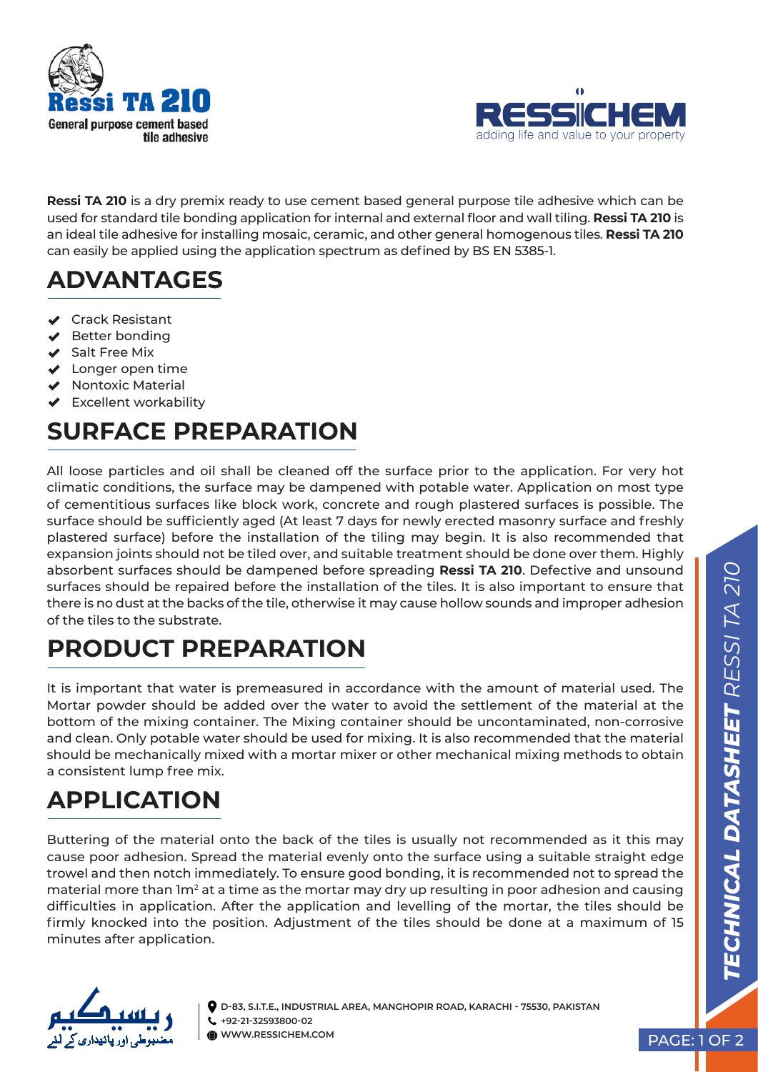**Ressi TA 210**
General purpose cement based tile adhesive

RESSICHEM
adding life and value to your property

**Ressi TA 210** is a dry premix ready to use cement based general purpose tile adhesive which can be used for standard tile bonding application for internal and external floor and wall tiling. **Ressi TA 210** is an ideal tile adhesive for installing mosaic, ceramic, and other general homogenous tiles. **Ressi TA 210** can easily be applied using the application spectrum as defined by BS EN 5385-1.

## ADVANTAGES

- Crack Resistant
- Better bonding
- Salt Free Mix
- Longer open time
- Nontoxic Material
- Excellent workability

## SURFACE PREPARATION

All loose particles and oil shall be cleaned off the surface prior to the application. For very hot climatic conditions, the surface may be dampened with potable water. Application on most type of cementitious surfaces like block work, concrete and rough plastered surfaces is possible. The surface should be sufficiently aged (At least 7 days for newly erected masonry surface and freshly plastered surface) before the installation of the tiling may begin. It is also recommended that expansion joints should not be tiled over, and suitable treatment should be done over them. Highly absorbent surfaces should be dampened before spreading **Ressi TA 210**. Defective and unsound surfaces should be repaired before the installation of the tiles. It is also important to ensure that there is no dust at the backs of the tile, otherwise it may cause hollow sounds and improper adhesion of the tiles to the substrate.

## PRODUCT PREPARATION

It is important that water is premeasured in accordance with the amount of material used. The Mortar powder should be added over the water to avoid the settlement of the material at the bottom of the mixing container. The Mixing container should be uncontaminated, non-corrosive and clean. Only potable water should be used for mixing. It is also recommended that the material should be mechanically mixed with a mortar mixer or other mechanical mixing methods to obtain a consistent lump free mix.

## APPLICATION

Buttering of the material onto the back of the tiles is usually not recommended as it this may cause poor adhesion. Spread the material evenly onto the surface using a suitable straight edge trowel and then notch immediately. To ensure good bonding, it is recommended not to spread the material more than $1m^2$ at a time as the mortar may dry up resulting in poor adhesion and causing difficulties in application. After the application and levelling of the mortar, the tiles should be firmly knocked into the position. Adjustment of the tiles should be done at a maximum of 15 minutes after application.

ریسیکیم
مضبوطی اور پائیداری کے لئے

D-83, S.I.T.E., INDUSTRIAL AREA, MANGHOPIR ROAD, KARACHI - 75530, PAKISTAN
+92-21-32593800-02
WWW.RESSICHEM.COM

**TECHNICAL DATASHEET** *RESSI TA 210*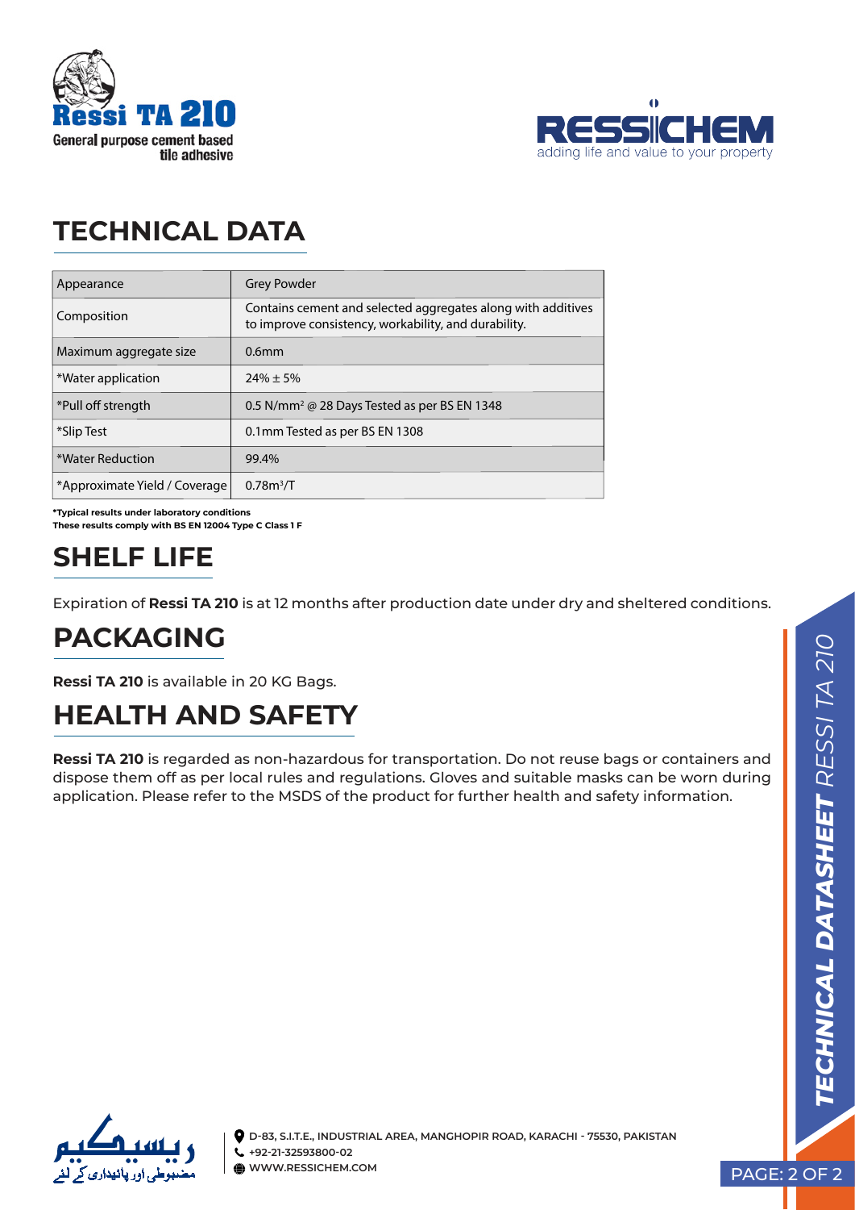# TECHNICAL DATA

| | |
|---|---|
| Appearance | Grey Powder |
| Composition | Contains cement and selected aggregates along with additives to improve consistency, workability, and durability. |
| Maximum aggregate size | 0.6mm |
| *Water application | 24% ± 5% |
| *Pull off strength | 0.5 N/mm$^2$ @ 28 Days Tested as per BS EN 1348 |
| *Slip Test | 0.1mm Tested as per BS EN 1308 |
| *Water Reduction | 99.4% |
| *Approximate Yield / Coverage | 0.78m$^3$/T |

**\*Typical results under laboratory conditions**
**These results comply with BS EN 12004 Type C Class 1 F**

# SHELF LIFE

Expiration of **Ressi TA 210** is at 12 months after production date under dry and sheltered conditions.

# PACKAGING

**Ressi TA 210** is available in 20 KG Bags.

# HEALTH AND SAFETY

**Ressi TA 210** is regarded as non-hazardous for transportation. Do not reuse bags or containers and dispose them off as per local rules and regulations. Gloves and suitable masks can be worn during application. Please refer to the MSDS of the product for further health and safety information.